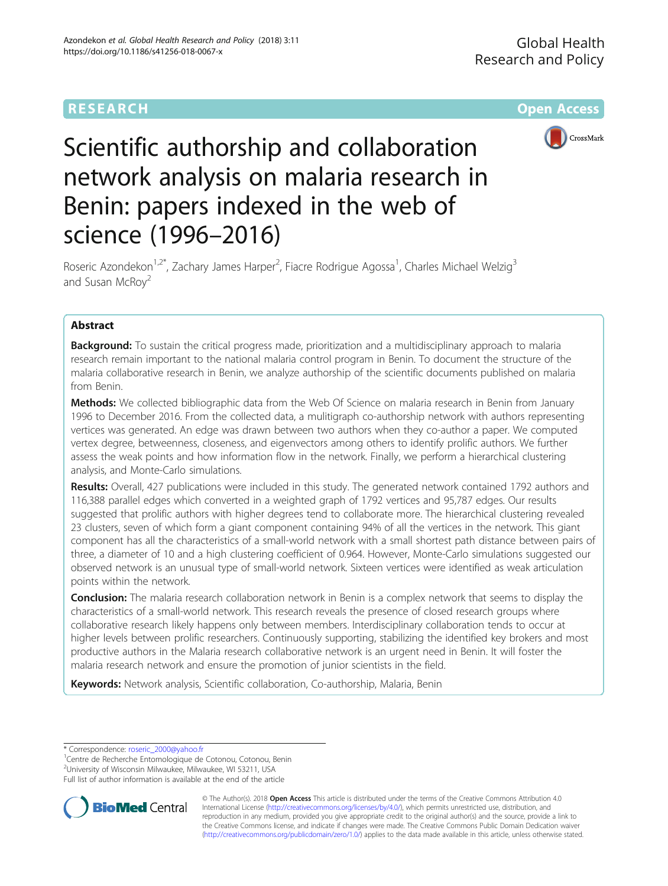RESEARCH

Open Access

# Scientific authorship and collaboration network analysis on malaria research in Benin: papers indexed in the web of science (1996–2016)

Roseric Azondekon[1,2*], Zachary James Harper[2], Fiacre Rodrigue Agossa[1], Charles Michael Welzig[3] and Susan McRoy[2]

## Abstract

**Background:** To sustain the critical progress made, prioritization and a multidisciplinary approach to malaria research remain important to the national malaria control program in Benin. To document the structure of the malaria collaborative research in Benin, we analyze authorship of the scientific documents published on malaria from Benin.

**Methods:** We collected bibliographic data from the Web Of Science on malaria research in Benin from January 1996 to December 2016. From the collected data, a mulitigraph co-authorship network with authors representing vertices was generated. An edge was drawn between two authors when they co-author a paper. We computed vertex degree, betweenness, closeness, and eigenvectors among others to identify prolific authors. We further assess the weak points and how information flow in the network. Finally, we perform a hierarchical clustering analysis, and Monte-Carlo simulations.

**Results:** Overall, 427 publications were included in this study. The generated network contained 1792 authors and 116,388 parallel edges which converted in a weighted graph of 1792 vertices and 95,787 edges. Our results suggested that prolific authors with higher degrees tend to collaborate more. The hierarchical clustering revealed 23 clusters, seven of which form a giant component containing 94% of all the vertices in the network. This giant component has all the characteristics of a small-world network with a small shortest path distance between pairs of three, a diameter of 10 and a high clustering coefficient of 0.964. However, Monte-Carlo simulations suggested our observed network is an unusual type of small-world network. Sixteen vertices were identified as weak articulation points within the network.

**Conclusion:** The malaria research collaboration network in Benin is a complex network that seems to display the characteristics of a small-world network. This research reveals the presence of closed research groups where collaborative research likely happens only between members. Interdisciplinary collaboration tends to occur at higher levels between prolific researchers. Continuously supporting, stabilizing the identified key brokers and most productive authors in the Malaria research collaborative network is an urgent need in Benin. It will foster the malaria research network and ensure the promotion of junior scientists in the field.

**Keywords:** Network analysis, Scientific collaboration, Co-authorship, Malaria, Benin

\* Correspondence: roseric_2000@yahoo.fr

[1]Centre de Recherche Entomologique de Cotonou, Cotonou, Benin

[2]University of Wisconsin Milwaukee, Milwaukee, WI 53211, USA

Full list of author information is available at the end of the article

© The Author(s). 2018 **Open Access** This article is distributed under the terms of the Creative Commons Attribution 4.0 International License (http://creativecommons.org/licenses/by/4.0/), which permits unrestricted use, distribution, and reproduction in any medium, provided you give appropriate credit to the original author(s) and the source, provide a link to the Creative Commons license, and indicate if changes were made. The Creative Commons Public Domain Dedication waiver (http://creativecommons.org/publicdomain/zero/1.0/) applies to the data made available in this article, unless otherwise stated.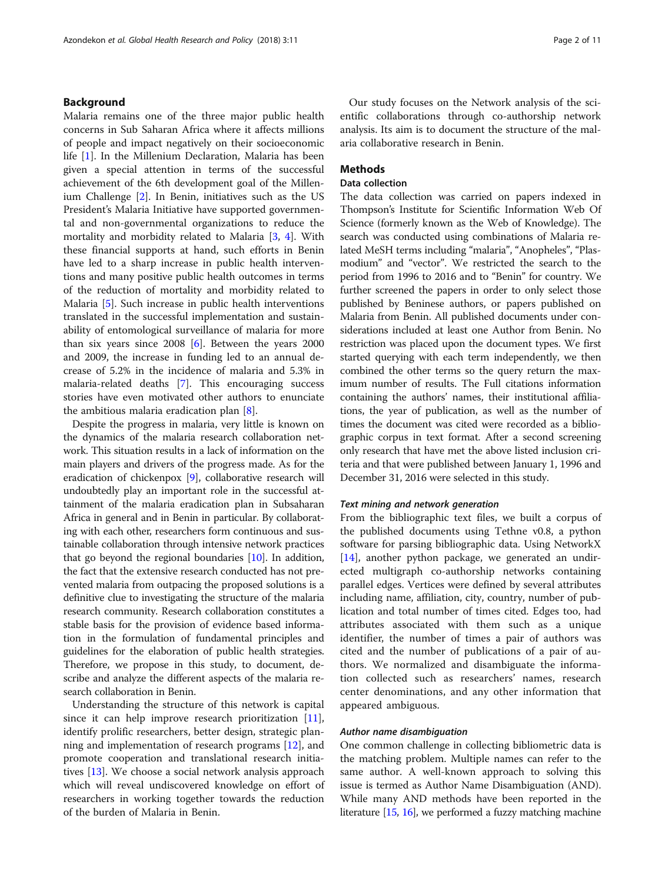## Background

Malaria remains one of the three major public health concerns in Sub Saharan Africa where it affects millions of people and impact negatively on their socioeconomic life [1]. In the Millenium Declaration, Malaria has been given a special attention in terms of the successful achievement of the 6th development goal of the Millenium Challenge [2]. In Benin, initiatives such as the US President's Malaria Initiative have supported governmental and non-governmental organizations to reduce the mortality and morbidity related to Malaria [3, 4]. With these financial supports at hand, such efforts in Benin have led to a sharp increase in public health interventions and many positive public health outcomes in terms of the reduction of mortality and morbidity related to Malaria [5]. Such increase in public health interventions translated in the successful implementation and sustainability of entomological surveillance of malaria for more than six years since 2008 [6]. Between the years 2000 and 2009, the increase in funding led to an annual decrease of 5.2% in the incidence of malaria and 5.3% in malaria-related deaths [7]. This encouraging success stories have even motivated other authors to enunciate the ambitious malaria eradication plan [8].

Despite the progress in malaria, very little is known on the dynamics of the malaria research collaboration network. This situation results in a lack of information on the main players and drivers of the progress made. As for the eradication of chickenpox [9], collaborative research will undoubtedly play an important role in the successful attainment of the malaria eradication plan in Subsaharan Africa in general and in Benin in particular. By collaborating with each other, researchers form continuous and sustainable collaboration through intensive network practices that go beyond the regional boundaries [10]. In addition, the fact that the extensive research conducted has not prevented malaria from outpacing the proposed solutions is a definitive clue to investigating the structure of the malaria research community. Research collaboration constitutes a stable basis for the provision of evidence based information in the formulation of fundamental principles and guidelines for the elaboration of public health strategies. Therefore, we propose in this study, to document, describe and analyze the different aspects of the malaria research collaboration in Benin.

Understanding the structure of this network is capital since it can help improve research prioritization [11], identify prolific researchers, better design, strategic planning and implementation of research programs [12], and promote cooperation and translational research initiatives [13]. We choose a social network analysis approach which will reveal undiscovered knowledge on effort of researchers in working together towards the reduction of the burden of Malaria in Benin.

Our study focuses on the Network analysis of the scientific collaborations through co-authorship network analysis. Its aim is to document the structure of the malaria collaborative research in Benin.

## Methods

### Data collection

The data collection was carried on papers indexed in Thompson's Institute for Scientific Information Web Of Science (formerly known as the Web of Knowledge). The search was conducted using combinations of Malaria related MeSH terms including "malaria", "Anopheles", "Plasmodium" and "vector". We restricted the search to the period from 1996 to 2016 and to "Benin" for country. We further screened the papers in order to only select those published by Beninese authors, or papers published on Malaria from Benin. All published documents under considerations included at least one Author from Benin. No restriction was placed upon the document types. We first started querying with each term independently, we then combined the other terms so the query return the maximum number of results. The Full citations information containing the authors' names, their institutional affiliations, the year of publication, as well as the number of times the document was cited were recorded as a bibliographic corpus in text format. After a second screening only research that have met the above listed inclusion criteria and that were published between January 1, 1996 and December 31, 2016 were selected in this study.

#### *Text mining and network generation*

From the bibliographic text files, we built a corpus of the published documents using Tethne v0.8, a python software for parsing bibliographic data. Using NetworkX [14], another python package, we generated an undirected multigraph co-authorship networks containing parallel edges. Vertices were defined by several attributes including name, affiliation, city, country, number of publication and total number of times cited. Edges too, had attributes associated with them such as a unique identifier, the number of times a pair of authors was cited and the number of publications of a pair of authors. We normalized and disambiguate the information collected such as researchers' names, research center denominations, and any other information that appeared ambiguous.

#### *Author name disambiguation*

One common challenge in collecting bibliometric data is the matching problem. Multiple names can refer to the same author. A well-known approach to solving this issue is termed as Author Name Disambiguation (AND). While many AND methods have been reported in the literature [15, 16], we performed a fuzzy matching machine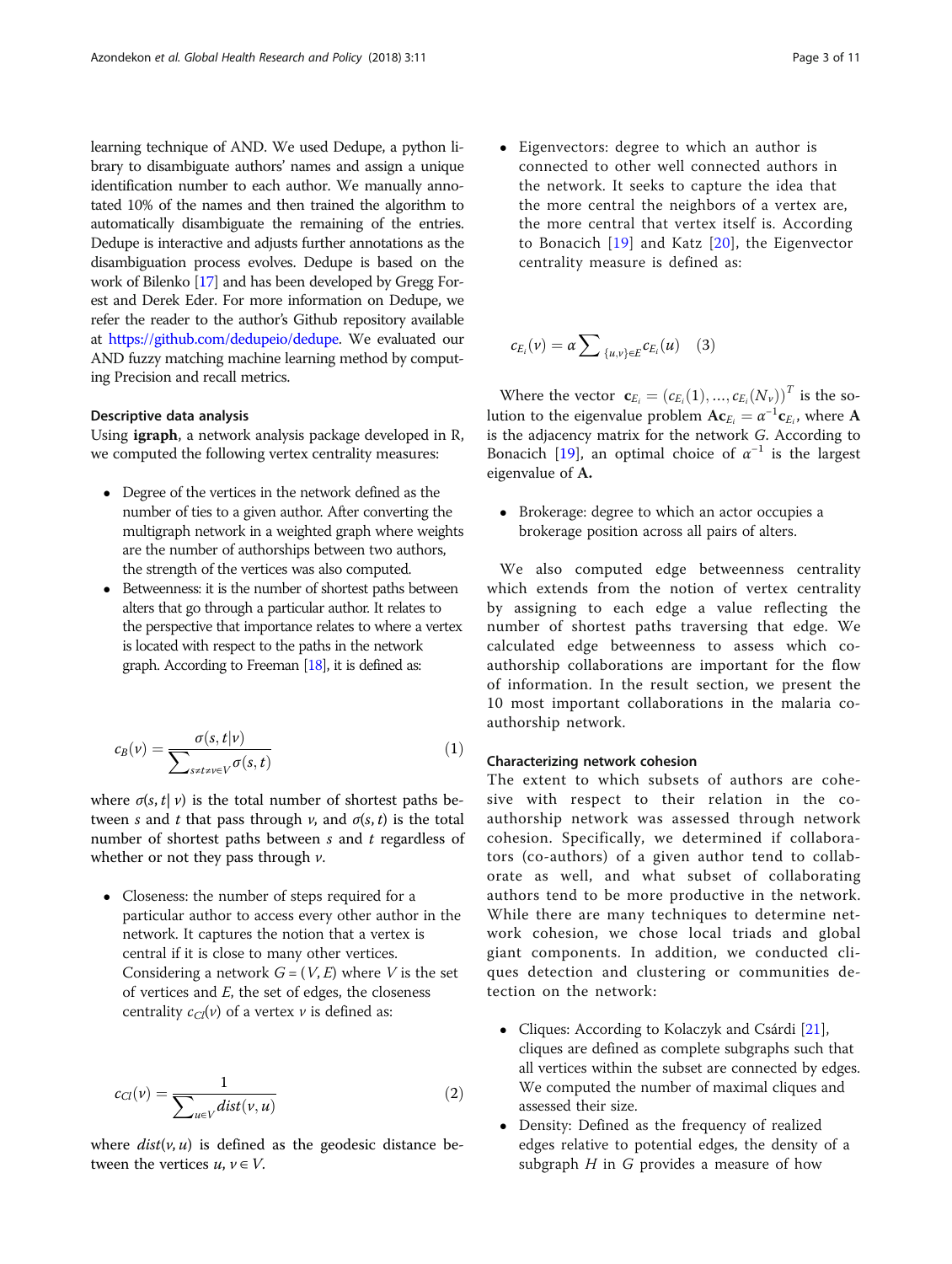learning technique of AND. We used Dedupe, a python library to disambiguate authors' names and assign a unique identification number to each author. We manually annotated 10% of the names and then trained the algorithm to automatically disambiguate the remaining of the entries. Dedupe is interactive and adjusts further annotations as the disambiguation process evolves. Dedupe is based on the work of Bilenko [17] and has been developed by Gregg Forest and Derek Eder. For more information on Dedupe, we refer the reader to the author's Github repository available at https://github.com/dedupeio/dedupe. We evaluated our AND fuzzy matching machine learning method by computing Precision and recall metrics.

#### Descriptive data analysis

Using **igraph**, a network analysis package developed in R, we computed the following vertex centrality measures:

- Degree of the vertices in the network defined as the number of ties to a given author. After converting the multigraph network in a weighted graph where weights are the number of authorships between two authors, the strength of the vertices was also computed.
- Betweenness: it is the number of shortest paths between alters that go through a particular author. It relates to the perspective that importance relates to where a vertex is located with respect to the paths in the network graph. According to Freeman [18], it is defined as:

$$c_B(v) = \frac{\sigma(s,t|v)}{\sum_{s \neq t \neq v \in V} \sigma(s,t)} \quad (1)$$

where $\sigma(s, t|\, v)$ is the total number of shortest paths between $s$ and $t$ that pass through $v$, and $\sigma(s, t)$ is the total number of shortest paths between $s$ and $t$ regardless of whether or not they pass through $v$.

- Closeness: the number of steps required for a particular author to access every other author in the network. It captures the notion that a vertex is central if it is close to many other vertices. Considering a network $G = (V, E)$ where $V$ is the set of vertices and $E$, the set of edges, the closeness centrality $c_{Cl}(v)$ of a vertex $v$ is defined as:

$$c_{Cl}(v) = \frac{1}{\sum_{u \in V} dist(v,u)} \quad (2)$$

where $dist(v, u)$ is defined as the geodesic distance between the vertices $u, v \in V$.

- Eigenvectors: degree to which an author is connected to other well connected authors in the network. It seeks to capture the idea that the more central the neighbors of a vertex are, the more central that vertex itself is. According to Bonacich [19] and Katz [20], the Eigenvector centrality measure is defined as:

$$c_{E_i}(v) = \alpha \sum_{\{u,v\} \in E} c_{E_i}(u) \quad (3)$$

Where the vector $\mathbf{c}_{E_i} = (c_{E_i}(1), \ldots, c_{E_i}(N_v))^T$ is the solution to the eigenvalue problem $\mathbf{A}\mathbf{c}_{E_i} = \alpha^{-1}\mathbf{c}_{E_i}$, where $\mathbf{A}$ is the adjacency matrix for the network $G$. According to Bonacich [19], an optimal choice of $\alpha^{-1}$ is the largest eigenvalue of $\mathbf{A}$.

- Brokerage: degree to which an actor occupies a brokerage position across all pairs of alters.

We also computed edge betweenness centrality which extends from the notion of vertex centrality by assigning to each edge a value reflecting the number of shortest paths traversing that edge. We calculated edge betweenness to assess which coauthorship collaborations are important for the flow of information. In the result section, we present the 10 most important collaborations in the malaria coauthorship network.

#### Characterizing network cohesion

The extent to which subsets of authors are cohesive with respect to their relation in the coauthorship network was assessed through network cohesion. Specifically, we determined if collaborators (co-authors) of a given author tend to collaborate as well, and what subset of collaborating authors tend to be more productive in the network. While there are many techniques to determine network cohesion, we chose local triads and global giant components. In addition, we conducted cliques detection and clustering or communities detection on the network:

- Cliques: According to Kolaczyk and Csárdi [21], cliques are defined as complete subgraphs such that all vertices within the subset are connected by edges. We computed the number of maximal cliques and assessed their size.
- Density: Defined as the frequency of realized edges relative to potential edges, the density of a subgraph $H$ in $G$ provides a measure of how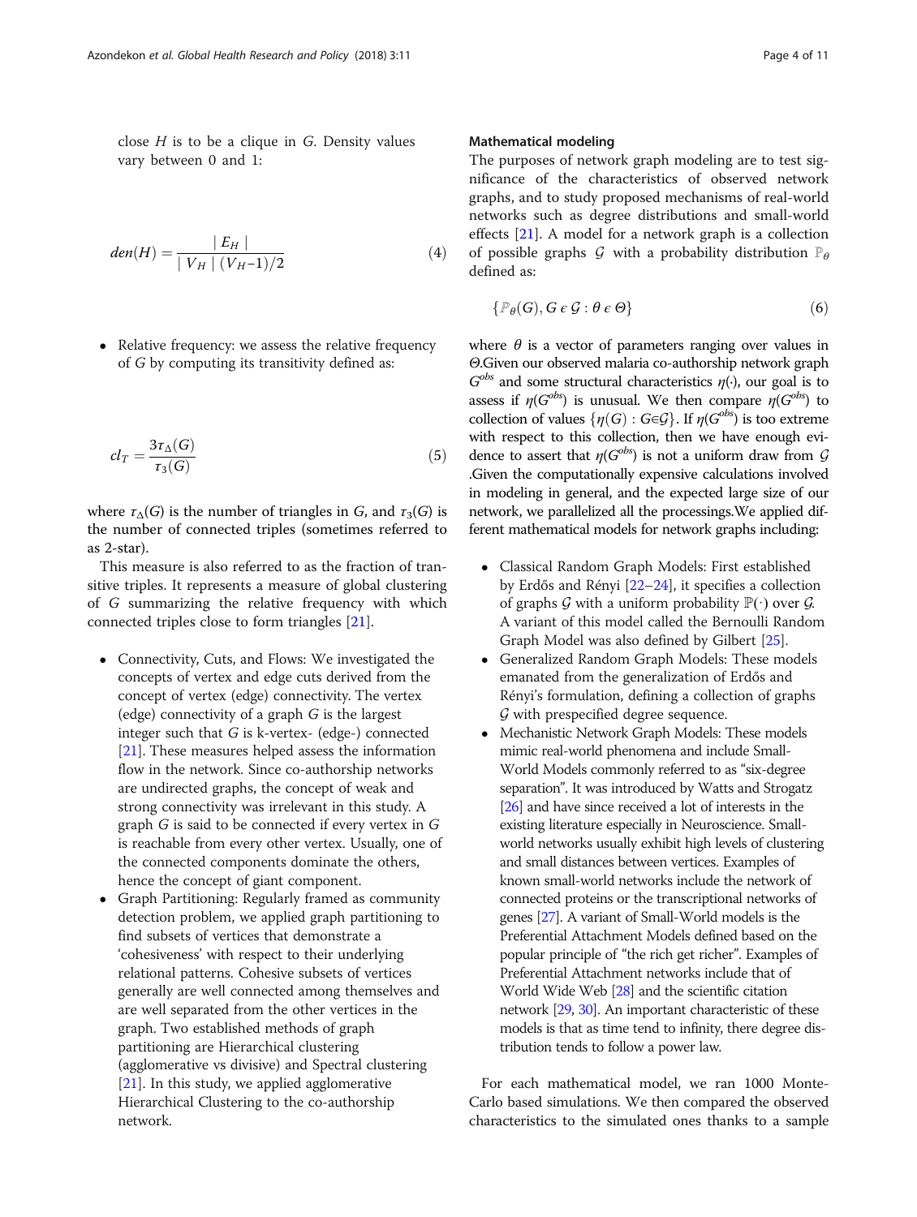close $H$ is to be a clique in $G$. Density values vary between 0 and 1:

$$den(H) = \frac{|E_H|}{|V_H|(V_H - 1)/2} \tag{4}$$

- Relative frequency: we assess the relative frequency of $G$ by computing its transitivity defined as:

$$cl_T = \frac{3\tau_\Delta(G)}{\tau_3(G)} \tag{5}$$

where $\tau_\Delta(G)$ is the number of triangles in $G$, and $\tau_3(G)$ is the number of connected triples (sometimes referred to as 2-star).

This measure is also referred to as the fraction of transitive triples. It represents a measure of global clustering of $G$ summarizing the relative frequency with which connected triples close to form triangles [21].

- Connectivity, Cuts, and Flows: We investigated the concepts of vertex and edge cuts derived from the concept of vertex (edge) connectivity. The vertex (edge) connectivity of a graph $G$ is the largest integer such that $G$ is k-vertex- (edge-) connected [21]. These measures helped assess the information flow in the network. Since co-authorship networks are undirected graphs, the concept of weak and strong connectivity was irrelevant in this study. A graph $G$ is said to be connected if every vertex in $G$ is reachable from every other vertex. Usually, one of the connected components dominate the others, hence the concept of giant component.
- Graph Partitioning: Regularly framed as community detection problem, we applied graph partitioning to find subsets of vertices that demonstrate a 'cohesiveness' with respect to their underlying relational patterns. Cohesive subsets of vertices generally are well connected among themselves and are well separated from the other vertices in the graph. Two established methods of graph partitioning are Hierarchical clustering (agglomerative vs divisive) and Spectral clustering [21]. In this study, we applied agglomerative Hierarchical Clustering to the co-authorship network.

### Mathematical modeling

The purposes of network graph modeling are to test significance of the characteristics of observed network graphs, and to study proposed mechanisms of real-world networks such as degree distributions and small-world effects [21]. A model for a network graph is a collection of possible graphs $\mathcal{G}$ with a probability distribution $\mathbb{P}_\theta$ defined as:

$$\{\mathbb{P}_\theta(G), G \in \mathcal{G} : \theta \in \Theta\} \tag{6}$$

where $\theta$ is a vector of parameters ranging over values in $\Theta$.Given our observed malaria co-authorship network graph $G^{obs}$ and some structural characteristics $\eta(\cdot)$, our goal is to assess if $\eta(G^{obs})$ is unusual. We then compare $\eta(G^{obs})$ to collection of values $\{\eta(G) : G \in \mathcal{G}\}$. If $\eta(G^{obs})$ is too extreme with respect to this collection, then we have enough evidence to assert that $\eta(G^{obs})$ is not a uniform draw from $\mathcal{G}$ .Given the computationally expensive calculations involved in modeling in general, and the expected large size of our network, we parallelized all the processings.We applied different mathematical models for network graphs including:

- Classical Random Graph Models: First established by Erdős and Rényi [22–24], it specifies a collection of graphs $\mathcal{G}$ with a uniform probability $\mathbb{P}(\cdot)$ over $\mathcal{G}$. A variant of this model called the Bernoulli Random Graph Model was also defined by Gilbert [25].
- Generalized Random Graph Models: These models emanated from the generalization of Erdős and Rényi's formulation, defining a collection of graphs $\mathcal{G}$ with prespecified degree sequence.
- Mechanistic Network Graph Models: These models mimic real-world phenomena and include Small-World Models commonly referred to as "six-degree separation". It was introduced by Watts and Strogatz [26] and have since received a lot of interests in the existing literature especially in Neuroscience. Small-world networks usually exhibit high levels of clustering and small distances between vertices. Examples of known small-world networks include the network of connected proteins or the transcriptional networks of genes [27]. A variant of Small-World models is the Preferential Attachment Models defined based on the popular principle of "the rich get richer". Examples of Preferential Attachment networks include that of World Wide Web [28] and the scientific citation network [29, 30]. An important characteristic of these models is that as time tend to infinity, there degree distribution tends to follow a power law.

For each mathematical model, we ran 1000 Monte-Carlo based simulations. We then compared the observed characteristics to the simulated ones thanks to a sample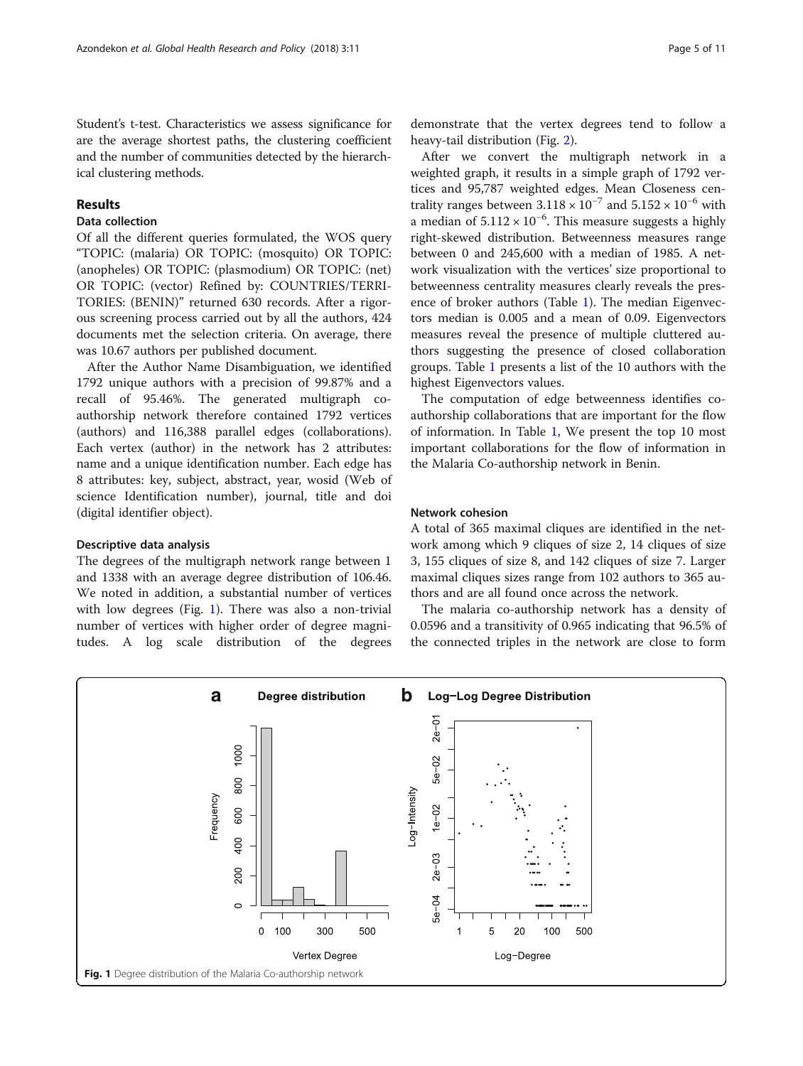Student's t-test. Characteristics we assess significance for are the average shortest paths, the clustering coefficient and the number of communities detected by the hierarchical clustering methods.

## Results

### Data collection

Of all the different queries formulated, the WOS query "TOPIC: (malaria) OR TOPIC: (mosquito) OR TOPIC: (anopheles) OR TOPIC: (plasmodium) OR TOPIC: (net) OR TOPIC: (vector) Refined by: COUNTRIES/TERRITORIES: (BENIN)" returned 630 records. After a rigorous screening process carried out by all the authors, 424 documents met the selection criteria. On average, there was 10.67 authors per published document.

After the Author Name Disambiguation, we identified 1792 unique authors with a precision of 99.87% and a recall of 95.46%. The generated multigraph co-authorship network therefore contained 1792 vertices (authors) and 116,388 parallel edges (collaborations). Each vertex (author) in the network has 2 attributes: name and a unique identification number. Each edge has 8 attributes: key, subject, abstract, year, wosid (Web of science Identification number), journal, title and doi (digital identifier object).

### Descriptive data analysis

The degrees of the multigraph network range between 1 and 1338 with an average degree distribution of 106.46. We noted in addition, a substantial number of vertices with low degrees (Fig. 1). There was also a non-trivial number of vertices with higher order of degree magnitudes. A log scale distribution of the degrees demonstrate that the vertex degrees tend to follow a heavy-tail distribution (Fig. 2).

After we convert the multigraph network in a weighted graph, it results in a simple graph of 1792 vertices and 95,787 weighted edges. Mean Closeness centrality ranges between $3.118 \times 10^{-7}$ and $5.152 \times 10^{-6}$ with a median of $5.112 \times 10^{-6}$. This measure suggests a highly right-skewed distribution. Betweenness measures range between 0 and 245,600 with a median of 1985. A network visualization with the vertices' size proportional to betweenness centrality measures clearly reveals the presence of broker authors (Table 1). The median Eigenvectors median is 0.005 and a mean of 0.09. Eigenvectors measures reveal the presence of multiple cluttered authors suggesting the presence of closed collaboration groups. Table 1 presents a list of the 10 authors with the highest Eigenvectors values.

The computation of edge betweenness identifies co-authorship collaborations that are important for the flow of information. In Table 1, We present the top 10 most important collaborations for the flow of information in the Malaria Co-authorship network in Benin.

### Network cohesion

A total of 365 maximal cliques are identified in the network among which 9 cliques of size 2, 14 cliques of size 3, 155 cliques of size 8, and 142 cliques of size 7. Larger maximal cliques sizes range from 102 authors to 365 authors and are all found once across the network.

The malaria co-authorship network has a density of 0.0596 and a transitivity of 0.965 indicating that 96.5% of the connected triples in the network are close to form

**Fig. 1** Degree distribution of the Malaria Co-authorship network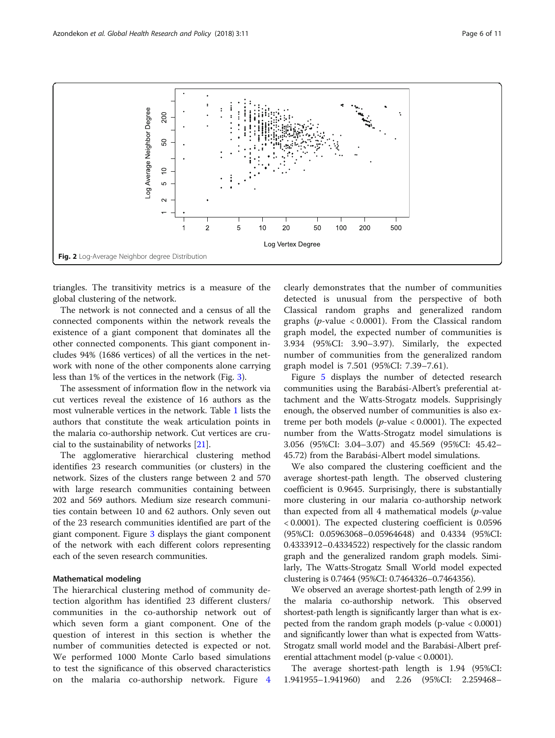Fig. 2 Log-Average Neighbor degree Distribution

triangles. The transitivity metrics is a measure of the global clustering of the network.

The network is not connected and a census of all the connected components within the network reveals the existence of a giant component that dominates all the other connected components. This giant component includes 94% (1686 vertices) of all the vertices in the network with none of the other components alone carrying less than 1% of the vertices in the network (Fig. 3).

The assessment of information flow in the network via cut vertices reveal the existence of 16 authors as the most vulnerable vertices in the network. Table 1 lists the authors that constitute the weak articulation points in the malaria co-authorship network. Cut vertices are crucial to the sustainability of networks [21].

The agglomerative hierarchical clustering method identifies 23 research communities (or clusters) in the network. Sizes of the clusters range between 2 and 570 with large research communities containing between 202 and 569 authors. Medium size research communities contain between 10 and 62 authors. Only seven out of the 23 research communities identified are part of the giant component. Figure 3 displays the giant component of the network with each different colors representing each of the seven research communities.

### Mathematical modeling

The hierarchical clustering method of community detection algorithm has identified 23 different clusters/communities in the co-authorship network out of which seven form a giant component. One of the question of interest in this section is whether the number of communities detected is expected or not. We performed 1000 Monte Carlo based simulations to test the significance of this observed characteristics on the malaria co-authorship network. Figure 4 clearly demonstrates that the number of communities detected is unusual from the perspective of both Classical random graphs and generalized random graphs ($p$-value $< 0.0001$). From the Classical random graph model, the expected number of communities is 3.934 (95%CI: 3.90–3.97). Similarly, the expected number of communities from the generalized random graph model is 7.501 (95%CI: 7.39–7.61).

Figure 5 displays the number of detected research communities using the Barabási-Albert's preferential attachment and the Watts-Strogatz models. Suppringisly enough, the observed number of communities is also extreme per both models ($p$-value $< 0.0001$). The expected number from the Watts-Strogatz model simulations is 3.056 (95%CI: 3.04–3.07) and 45.569 (95%CI: 45.42–45.72) from the Barabási-Albert model simulations.

We also compared the clustering coefficient and the average shortest-path length. The observed clustering coefficient is 0.9645. Surprisingly, there is substantially more clustering in our malaria co-authorship network than expected from all 4 mathematical models ($p$-value $< 0.0001$). The expected clustering coefficient is 0.0596 (95%CI: 0.05963068–0.05964648) and 0.4334 (95%CI: 0.4333912–0.4334522) respectively for the classic random graph and the generalized random graph models. Similarly, The Watts-Strogatz Small World model expected clustering is 0.7464 (95%CI: 0.7464326–0.7464356).

We observed an average shortest-path length of 2.99 in the malaria co-authorship network. This observed shortest-path length is significantly larger than what is expected from the random graph models (p-value $< 0.0001$) and significantly lower than what is expected from Watts-Strogatz small world model and the Barabási-Albert preferential attachment model (p-value $< 0.0001$).

The average shortest-path length is 1.94 (95%CI: 1.941955–1.941960) and 2.26 (95%CI: 2.259468–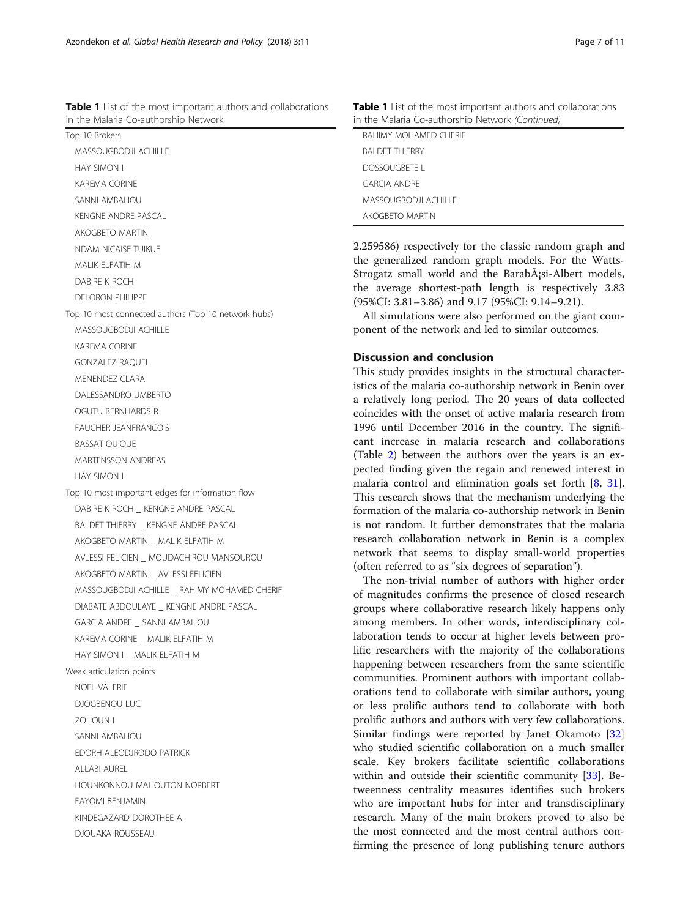**Table 1** List of the most important authors and collaborations in the Malaria Co-authorship Network

| |
|---|
| Top 10 Brokers |
| MASSOUGBODJI ACHILLE |
| HAY SIMON I |
| KAREMA CORINE |
| SANNI AMBALIOU |
| KENGNE ANDRE PASCAL |
| AKOGBETO MARTIN |
| NDAM NICAISE TUIKUE |
| MALIK ELFATIH M |
| DABIRE K ROCH |
| DELORON PHILIPPE |
| Top 10 most connected authors (Top 10 network hubs) |
| MASSOUGBODJI ACHILLE |
| KAREMA CORINE |
| GONZALEZ RAQUEL |
| MENENDEZ CLARA |
| DALESSANDRO UMBERTO |
| OGUTU BERNHARDS R |
| FAUCHER JEANFRANCOIS |
| BASSAT QUIQUE |
| MARTENSSON ANDREAS |
| HAY SIMON I |
| Top 10 most important edges for information flow |
| DABIRE K ROCH _ KENGNE ANDRE PASCAL |
| BALDET THIERRY _ KENGNE ANDRE PASCAL |
| AKOGBETO MARTIN _ MALIK ELFATIH M |
| AVLESSI FELICIEN _ MOUDACHIROU MANSOUROU |
| AKOGBETO MARTIN _ AVLESSI FELICIEN |
| MASSOUGBODJI ACHILLE _ RAHIMY MOHAMED CHERIF |
| DIABATE ABDOULAYE _ KENGNE ANDRE PASCAL |
| GARCIA ANDRE _ SANNI AMBALIOU |
| KAREMA CORINE _ MALIK ELFATIH M |
| HAY SIMON I _ MALIK ELFATIH M |
| Weak articulation points |
| NOEL VALERIE |
| DJOGBENOU LUC |
| ZOHOUN I |
| SANNI AMBALIOU |
| EDORH ALEODJRODO PATRICK |
| ALLABI AUREL |
| HOUNKONNOU MAHOUTON NORBERT |
| FAYOMI BENJAMIN |
| KINDEGAZARD DOROTHEE A |
| DJOUAKA ROUSSEAU |
| RAHIMY MOHAMED CHERIF |
| BALDET THIERRY |
| DOSSOUGBETE L |
| GARCIA ANDRE |
| MASSOUGBODJI ACHILLE |
| AKOGBETO MARTIN |

2.259586) respectively for the classic random graph and the generalized random graph models. For the Watts-Strogatz small world and the BarabÃ¡si-Albert models, the average shortest-path length is respectively 3.83 (95%CI: 3.81–3.86) and 9.17 (95%CI: 9.14–9.21).

All simulations were also performed on the giant component of the network and led to similar outcomes.

## Discussion and conclusion

This study provides insights in the structural characteristics of the malaria co-authorship network in Benin over a relatively long period. The 20 years of data collected coincides with the onset of active malaria research from 1996 until December 2016 in the country. The significant increase in malaria research and collaborations (Table 2) between the authors over the years is an expected finding given the regain and renewed interest in malaria control and elimination goals set forth [8, 31]. This research shows that the mechanism underlying the formation of the malaria co-authorship network in Benin is not random. It further demonstrates that the malaria research collaboration network in Benin is a complex network that seems to display small-world properties (often referred to as "six degrees of separation").

The non-trivial number of authors with higher order of magnitudes confirms the presence of closed research groups where collaborative research likely happens only among members. In other words, interdisciplinary collaboration tends to occur at higher levels between prolific researchers with the majority of the collaborations happening between researchers from the same scientific communities. Prominent authors with important collaborations tend to collaborate with similar authors, young or less prolific authors tend to collaborate with both prolific authors and authors with very few collaborations. Similar findings were reported by Janet Okamoto [32] who studied scientific collaboration on a much smaller scale. Key brokers facilitate scientific collaborations within and outside their scientific community [33]. Betweenness centrality measures identifies such brokers who are important hubs for inter and transdisciplinary research. Many of the main brokers proved to also be the most connected and the most central authors confirming the presence of long publishing tenure authors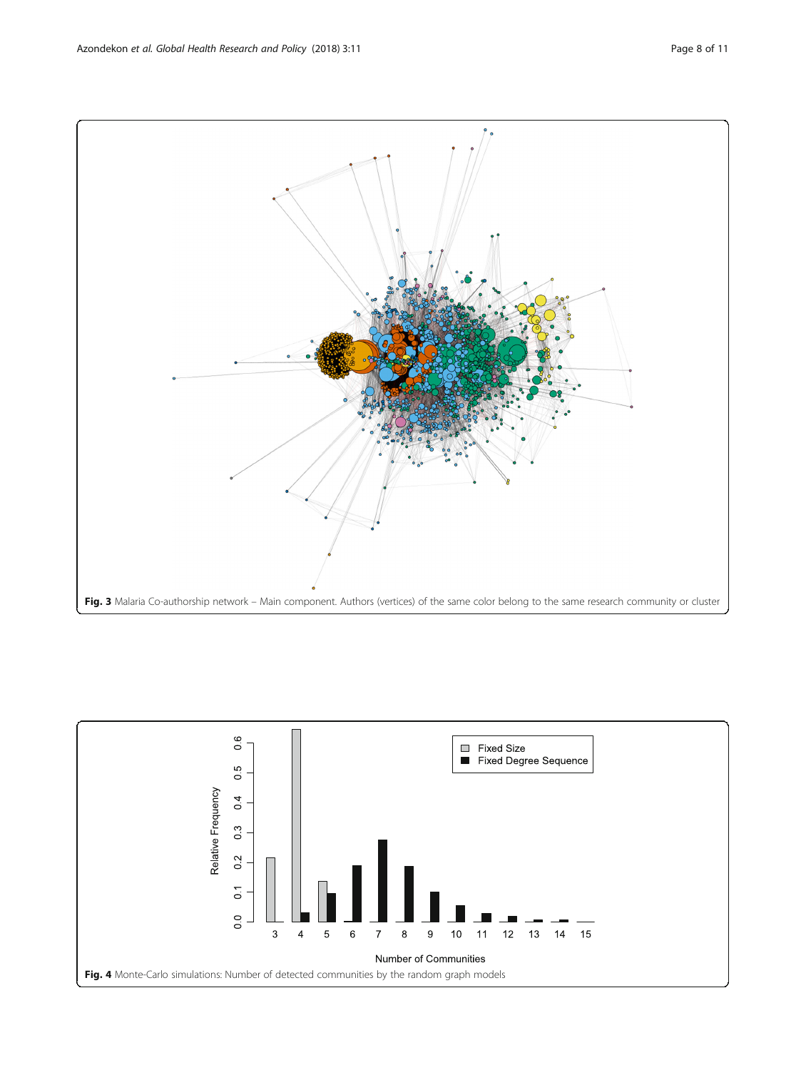**Fig. 3** Malaria Co-authorship network – Main component. Authors (vertices) of the same color belong to the same research community or cluster

**Fig. 4** Monte-Carlo simulations: Number of detected communities by the random graph models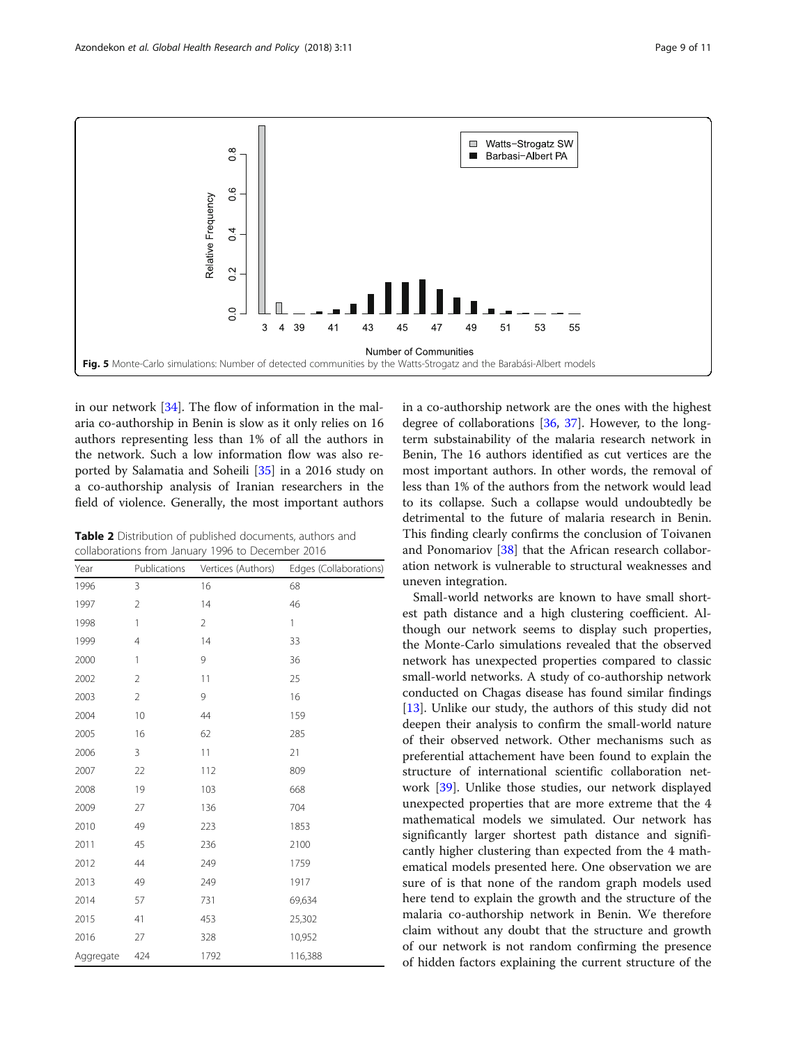Fig. 5 Monte-Carlo simulations: Number of detected communities by the Watts-Strogatz and the Barabási-Albert models

in our network [34]. The flow of information in the malaria co-authorship in Benin is slow as it only relies on 16 authors representing less than 1% of all the authors in the network. Such a low information flow was also reported by Salamatia and Soheili [35] in a 2016 study on a co-authorship analysis of Iranian researchers in the field of violence. Generally, the most important authors in a co-authorship network are the ones with the highest degree of collaborations [36, 37]. However, to the long-term substainability of the malaria research network in Benin, The 16 authors identified as cut vertices are the most important authors. In other words, the removal of less than 1% of the authors from the network would lead to its collapse. Such a collapse would undoubtedly be detrimental to the future of malaria research in Benin. This finding clearly confirms the conclusion of Toivanen and Ponomariov [38] that the African research collaboration network is vulnerable to structural weaknesses and uneven integration.

**Table 2** Distribution of published documents, authors and collaborations from January 1996 to December 2016

| Year | Publications | Vertices (Authors) | Edges (Collaborations) |
|---|---|---|---|
| 1996 | 3 | 16 | 68 |
| 1997 | 2 | 14 | 46 |
| 1998 | 1 | 2 | 1 |
| 1999 | 4 | 14 | 33 |
| 2000 | 1 | 9 | 36 |
| 2002 | 2 | 11 | 25 |
| 2003 | 2 | 9 | 16 |
| 2004 | 10 | 44 | 159 |
| 2005 | 16 | 62 | 285 |
| 2006 | 3 | 11 | 21 |
| 2007 | 22 | 112 | 809 |
| 2008 | 19 | 103 | 668 |
| 2009 | 27 | 136 | 704 |
| 2010 | 49 | 223 | 1853 |
| 2011 | 45 | 236 | 2100 |
| 2012 | 44 | 249 | 1759 |
| 2013 | 49 | 249 | 1917 |
| 2014 | 57 | 731 | 69,634 |
| 2015 | 41 | 453 | 25,302 |
| 2016 | 27 | 328 | 10,952 |
| Aggregate | 424 | 1792 | 116,388 |

Small-world networks are known to have small shortest path distance and a high clustering coefficient. Although our network seems to display such properties, the Monte-Carlo simulations revealed that the observed network has unexpected properties compared to classic small-world networks. A study of co-authorship network conducted on Chagas disease has found similar findings [13]. Unlike our study, the authors of this study did not deepen their analysis to confirm the small-world nature of their observed network. Other mechanisms such as preferential attachement have been found to explain the structure of international scientific collaboration network [39]. Unlike those studies, our network displayed unexpected properties that are more extreme that the 4 mathematical models we simulated. Our network has significantly larger shortest path distance and significantly higher clustering than expected from the 4 mathematical models presented here. One observation we are sure of is that none of the random graph models used here tend to explain the growth and the structure of the malaria co-authorship network in Benin. We therefore claim without any doubt that the structure and growth of our network is not random confirming the presence of hidden factors explaining the current structure of the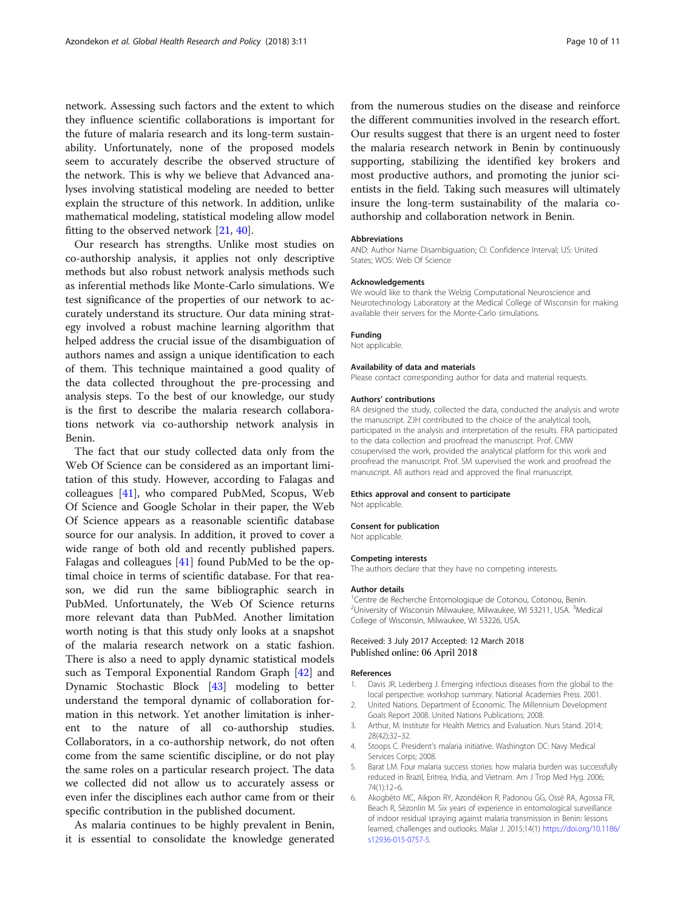network. Assessing such factors and the extent to which they influence scientific collaborations is important for the future of malaria research and its long-term sustainability. Unfortunately, none of the proposed models seem to accurately describe the observed structure of the network. This is why we believe that Advanced analyses involving statistical modeling are needed to better explain the structure of this network. In addition, unlike mathematical modeling, statistical modeling allow model fitting to the observed network [21, 40].

Our research has strengths. Unlike most studies on co-authorship analysis, it applies not only descriptive methods but also robust network analysis methods such as inferential methods like Monte-Carlo simulations. We test significance of the properties of our network to accurately understand its structure. Our data mining strategy involved a robust machine learning algorithm that helped address the crucial issue of the disambiguation of authors names and assign a unique identification to each of them. This technique maintained a good quality of the data collected throughout the pre-processing and analysis steps. To the best of our knowledge, our study is the first to describe the malaria research collaborations network via co-authorship network analysis in Benin.

The fact that our study collected data only from the Web Of Science can be considered as an important limitation of this study. However, according to Falagas and colleagues [41], who compared PubMed, Scopus, Web Of Science and Google Scholar in their paper, the Web Of Science appears as a reasonable scientific database source for our analysis. In addition, it proved to cover a wide range of both old and recently published papers. Falagas and colleagues [41] found PubMed to be the optimal choice in terms of scientific database. For that reason, we did run the same bibliographic search in PubMed. Unfortunately, the Web Of Science returns more relevant data than PubMed. Another limitation worth noting is that this study only looks at a snapshot of the malaria research network on a static fashion. There is also a need to apply dynamic statistical models such as Temporal Exponential Random Graph [42] and Dynamic Stochastic Block [43] modeling to better understand the temporal dynamic of collaboration formation in this network. Yet another limitation is inherent to the nature of all co-authorship studies. Collaborators, in a co-authorship network, do not often come from the same scientific discipline, or do not play the same roles on a particular research project. The data we collected did not allow us to accurately assess or even infer the disciplines each author came from or their specific contribution in the published document.

As malaria continues to be highly prevalent in Benin, it is essential to consolidate the knowledge generated from the numerous studies on the disease and reinforce the different communities involved in the research effort. Our results suggest that there is an urgent need to foster the malaria research network in Benin by continuously supporting, stabilizing the identified key brokers and most productive authors, and promoting the junior scientists in the field. Taking such measures will ultimately insure the long-term sustainability of the malaria co-authorship and collaboration network in Benin.

#### Abbreviations

AND: Author Name Disambiguation; CI: Confidence Interval; US: United States; WOS: Web Of Science

#### Acknowledgements

We would like to thank the Welzig Computational Neuroscience and Neurotechnology Laboratory at the Medical College of Wisconsin for making available their servers for the Monte-Carlo simulations.

#### Funding

Not applicable.

#### Availability of data and materials

Please contact corresponding author for data and material requests.

#### Authors' contributions

RA designed the study, collected the data, conducted the analysis and wrote the manuscript. ZJH contributed to the choice of the analytical tools, participated in the analysis and interpretation of the results. FRA participated to the data collection and proofread the manuscript. Prof. CMW cosupervised the work, provided the analytical platform for this work and proofread the manuscript. Prof. SM supervised the work and proofread the manuscript. All authors read and approved the final manuscript.

#### Ethics approval and consent to participate

Not applicable.

#### Consent for publication

Not applicable.

#### Competing interests

The authors declare that they have no competing interests.

#### Author details

[1]Centre de Recherche Entomologique de Cotonou, Cotonou, Benin. [2]University of Wisconsin Milwaukee, Milwaukee, WI 53211, USA. [3]Medical College of Wisconsin, Milwaukee, WI 53226, USA.

Received: 3 July 2017 Accepted: 12 March 2018
Published online: 06 April 2018

#### References

1. Davis JR, Lederberg J. Emerging infectious diseases from the global to the local perspective: workshop summary. National Academies Press. 2001.
2. United Nations. Department of Economic. The Millennium Development Goals Report 2008. United Nations Publications; 2008.
3. Arthur, M. Institute for Health Metrics and Evaluation. Nurs Stand. 2014; 28(42);32–32.
4. Stoops C. President's malaria initiative. Washington DC: Navy Medical Services Corps; 2008.
5. Barat LM. Four malaria success stories: how malaria burden was successfully reduced in Brazil, Eritrea, India, and Vietnam. Am J Trop Med Hyg. 2006; 74(1):12–6.
6. Akogbéto MC, Aïkpon RY, Azondékon R, Padonou GG, Ossè RA, Agossa FR, Beach R, Sèzonlin M. Six years of experience in entomological surveillance of indoor residual spraying against malaria transmission in Benin: lessons learned, challenges and outlooks. Malar J. 2015;14(1) https://doi.org/10.1186/s12936-015-0757-5.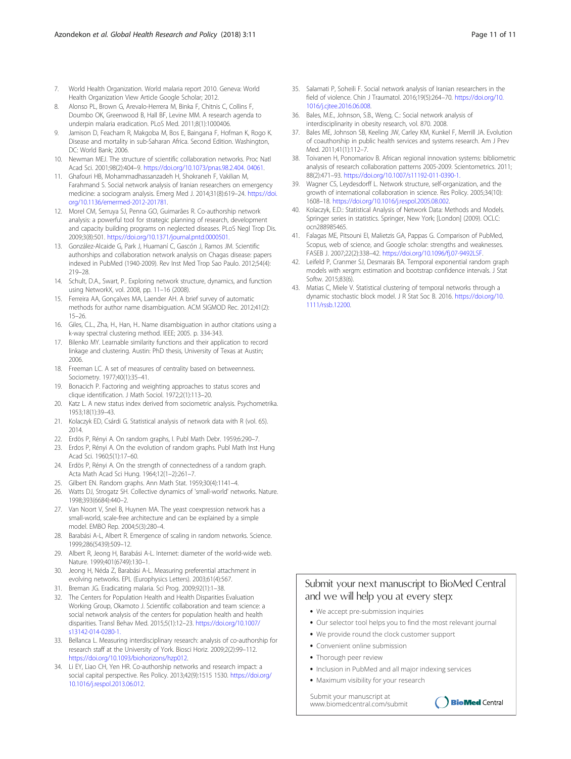7. World Health Organization. World malaria report 2010. Geneva: World Health Organization View Article Google Scholar; 2012.
8. Alonso PL, Brown G, Arevalo-Herrera M, Binka F, Chitnis C, Collins F, Doumbo OK, Greenwood B, Hall BF, Levine MM. A research agenda to underpin malaria eradication. PLoS Med. 2011;8(1):1000406.
9. Jamison D, Feacham R, Makgoba M, Bos E, Baingana F, Hofman K, Rogo K. Disease and mortality in sub-Saharan Africa. Second Edition. Washington, DC: World Bank; 2006.
10. Newman MEJ. The structure of scientific collaboration networks. Proc Natl Acad Sci. 2001;98(2):404–9. https://doi.org/10.1073/pnas.98.2.404. 04061.
11. Ghafouri HB, Mohammadhassanzadeh H, Shokraneh F, Vakilian M, Farahmand S. Social network analysis of Iranian researchers on emergency medicine: a sociogram analysis. Emerg Med J. 2014;31(8):619–24. https://doi.org/10.1136/emermed-2012-201781.
12. Morel CM, Serruya SJ, Penna GO, Guimarães R. Co-authorship network analysis: a powerful tool for strategic planning of research, development and capacity building programs on neglected diseases. PLoS Negl Trop Dis. 2009;3(8):501. https://doi.org/10.1371/journal.pntd.0000501.
13. González-Alcaide G, Park J, Huamaní C, Gascón J, Ramos JM. Scientific authorships and collaboration network analysis on Chagas disease: papers indexed in PubMed (1940-2009). Rev Inst Med Trop Sao Paulo. 2012;54(4): 219–28.
14. Schult, D.A., Swart, P.. Exploring network structure, dynamics, and function using NetworkX, vol. 2008, pp. 11–16 (2008).
15. Ferreira AA, Gonçalves MA, Laender AH. A brief survey of automatic methods for author name disambiguation. ACM SIGMOD Rec. 2012;41(2): 15–26.
16. Giles, C.L., Zha, H., Han, H.. Name disambiguation in author citations using a k-way spectral clustering method. IEEE; 2005. p. 334-343.
17. Bilenko MY. Learnable similarity functions and their application to record linkage and clustering. Austin: PhD thesis, University of Texas at Austin; 2006.
18. Freeman LC. A set of measures of centrality based on betweenness. Sociometry. 1977;40(1):35–41.
19. Bonacich P. Factoring and weighting approaches to status scores and clique identification. J Math Sociol. 1972;2(1):113–20.
20. Katz L. A new status index derived from sociometric analysis. Psychometrika. 1953;18(1):39–43.
21. Kolaczyk ED, Csárdi G. Statistical analysis of network data with R (vol. 65). 2014.
22. Erdös P, Rényi A. On random graphs, I. Publ Math Debr. 1959;6:290–7.
23. Erdos P, Rényi A. On the evolution of random graphs. Publ Math Inst Hung Acad Sci. 1960;5(1):17–60.
24. Erdös P, Rényi A. On the strength of connectedness of a random graph. Acta Math Acad Sci Hung. 1964;12(1–2):261–7.
25. Gilbert EN. Random graphs. Ann Math Stat. 1959;30(4):1141–4.
26. Watts DJ, Strogatz SH. Collective dynamics of 'small-world' networks. Nature. 1998;393(6684):440–2.
27. Van Noort V, Snel B, Huynen MA. The yeast coexpression network has a small-world, scale-free architecture and can be explained by a simple model. EMBO Rep. 2004;5(3):280–4.
28. Barabási A-L, Albert R. Emergence of scaling in random networks. Science. 1999;286(5439):509–12.
29. Albert R, Jeong H, Barabási A-L. Internet: diameter of the world-wide web. Nature. 1999;401(6749):130–1.
30. Jeong H, Néda Z, Barabási A-L. Measuring preferential attachment in evolving networks. EPL (Europhysics Letters). 2003;61(4):567.
31. Breman JG. Eradicating malaria. Sci Prog. 2009;92(1):1–38.
32. The Centers for Population Health and Health Disparities Evaluation Working Group, Okamoto J. Scientific collaboration and team science: a social network analysis of the centers for population health and health disparities. Transl Behav Med. 2015;5(1):12–23. https://doi.org/10.1007/s13142-014-0280-1.
33. Bellanca L. Measuring interdisciplinary research: analysis of co-authorship for research staff at the University of York. Biosci Horiz. 2009;2(2):99–112. https://doi.org/10.1093/biohorizons/hzp012.
34. Li EY, Liao CH, Yen HR. Co-authorship networks and research impact: a social capital perspective. Res Policy. 2013;42(9):1515 1530. https://doi.org/10.1016/j.respol.2013.06.012.
35. Salamati P, Soheili F. Social network analysis of Iranian researchers in the field of violence. Chin J Traumatol. 2016;19(5):264–70. https://doi.org/10.1016/j.cjtee.2016.06.008.
36. Bales, M.E., Johnson, S.B., Weng, C.: Social network analysis of interdisciplinarity in obesity research, vol. 870. 2008.
37. Bales ME, Johnson SB, Keeling JW, Carley KM, Kunkel F, Merrill JA. Evolution of coauthorship in public health services and systems research. Am J Prev Med. 2011;41(1):112–7.
38. Toivanen H, Ponomariov B. African regional innovation systems: bibliometric analysis of research collaboration patterns 2005-2009. Scientometrics. 2011; 88(2):471–93. https://doi.org/10.1007/s11192-011-0390-1.
39. Wagner CS, Leydesdorff L. Network structure, self-organization, and the growth of international collaboration in science. Res Policy. 2005;34(10): 1608–18. https://doi.org/10.1016/j.respol.2005.08.002.
40. Kolaczyk, E.D.: Statistical Analysis of Network Data: Methods and Models. Springer series in statistics. Springer, New York; [London] (2009). OCLC: ocn288985465.
41. Falagas ME, Pitsouni EI, Malietzis GA, Pappas G. Comparison of PubMed, Scopus, web of science, and Google scholar: strengths and weaknesses. FASEB J. 2007;22(2):338–42. https://doi.org/10.1096/fj.07-9492LSF.
42. Leifeld P, Cranmer SJ, Desmarais BA. Temporal exponential random graph models with xergm: estimation and bootstrap confidence intervals. J Stat Softw. 2015;83(6).
43. Matias C, Miele V. Statistical clustering of temporal networks through a dynamic stochastic block model. J R Stat Soc B. 2016. https://doi.org/10.1111/rssb.12200.

Submit your next manuscript to BioMed Central and we will help you at every step:

- We accept pre-submission inquiries
- Our selector tool helps you to find the most relevant journal
- We provide round the clock customer support
- Convenient online submission
- Thorough peer review
- Inclusion in PubMed and all major indexing services
- Maximum visibility for your research

Submit your manuscript at www.biomedcentral.com/submit

BioMed Central